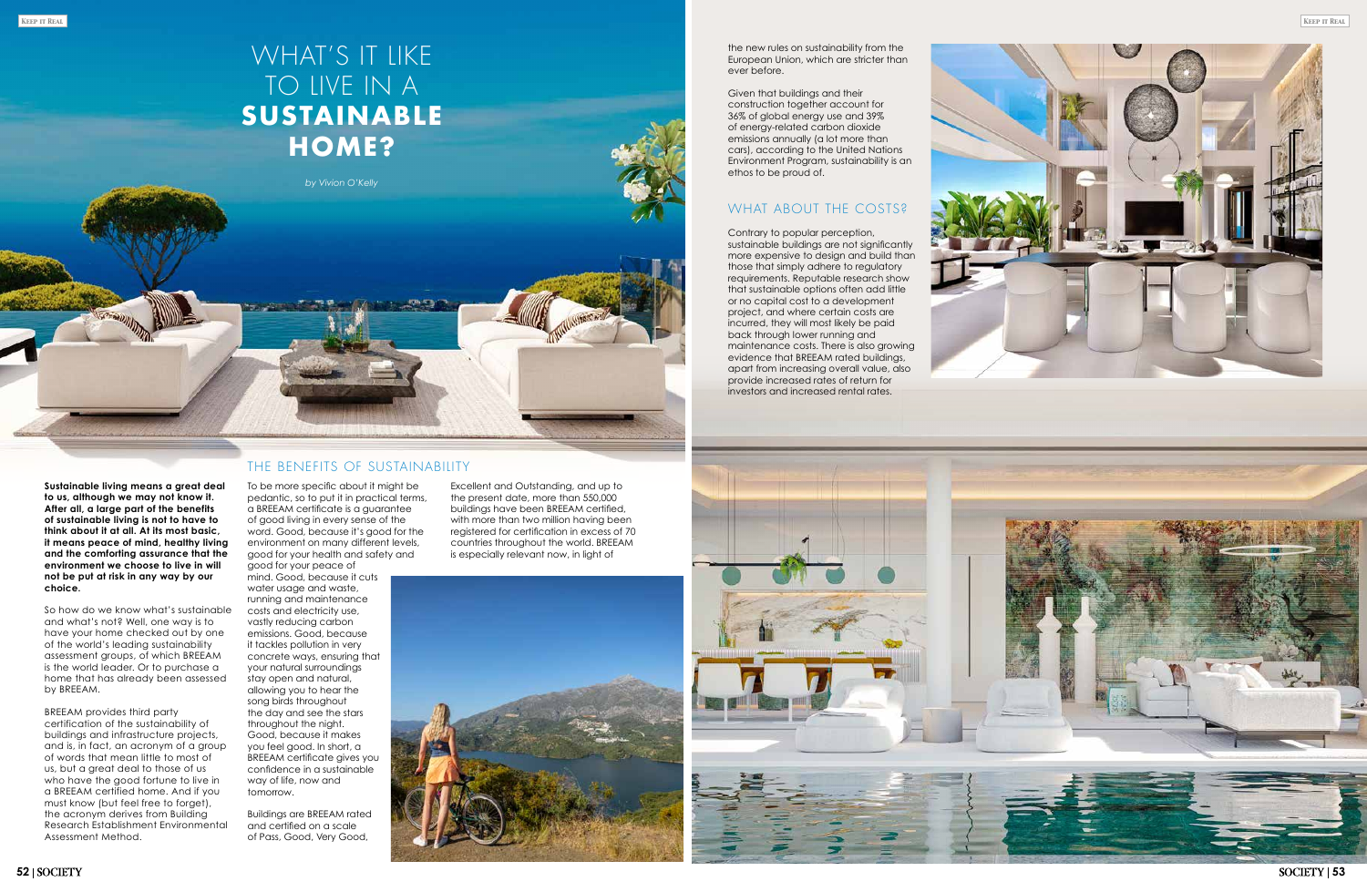# WHAT'S IT LIKE TO LIVE IN A **SUSTAINABLE HOME?**

*by Vivion O'Kelly*

**Sustainable living means a great deal to us, although we may not know it. After all, a large part of the benefits of sustainable living is not to have to think about it at all. At its most basic, it means peace of mind, healthy living and the comforting assurance that the environment we choose to live in will not be put at risk in any way by our choice.**

So how do we know what's sustainable and what's not? Well, one way is to have your home checked out by one of the world's leading sustainability assessment groups, of which BREEAM is the world leader. Or to purchase a home that has already been assessed by BREEAM.

BREEAM provides third party certification of the sustainability of buildings and infrastructure projects, and is, in fact, an acronym of a group of words that mean little to most of us, but a great deal to those of us who have the good fortune to live in a BREEAM certified home. And if you must know (but feel free to forget), the acronym derives from Building Research Establishment Environmental Assessment Method.

## THE BENEFITS OF SUSTAINABILITY

To be more specific about it might be pedantic, so to put it in practical terms, a BREEAM certificate is a guarantee of good living in every sense of the word. Good, because it's good for the environment on many different levels, good for your health and safety and good for your peace of mind. Good, because it cuts water usage and waste, running and maintenance costs and electricity use, vastly reducing carbon emissions. Good, because it tackles pollution in very concrete ways, ensuring that your natural surroundings stay open and natural, allowing you to hear the song birds throughout the day and see the stars throughout the night. Good, because it makes you feel good. In short, a BREEAM certificate gives you confidence in a sustainable way of life, now and tomorrow.

Buildings are BREEAM rated and certified on a scale of Pass, Good, Very Good, Excellent and Outstanding, and up to the present date, more than 550,000 buildings have been BREEAM certified, with more than two million having been registered for certification in excess of 70 countries throughout the world. BREEAM is especially relevant now, in light of the new rules on sustainability from the European Union, which are stricter than ever before.

Given that buildings and their construction together account for 36% of global energy use and 39% of energy-related carbon dioxide emissions annually (a lot more than cars), according to the United Nations Environment Program, sustainability is an ethos to be proud of.

## WHAT ABOUT THE COSTS?

Contrary to popular perception, sustainable buildings are not significantly more expensive to design and build than those that simply adhere to regulatory requirements. Reputable research show that sustainable options often add little or no capital cost to a development project, and where certain costs are incurred, they will most likely be paid back through lower running and maintenance costs. There is also growing evidence that BREEAM rated buildings, apart from increasing overall value, also provide increased rates of return for investors and increased rental rates.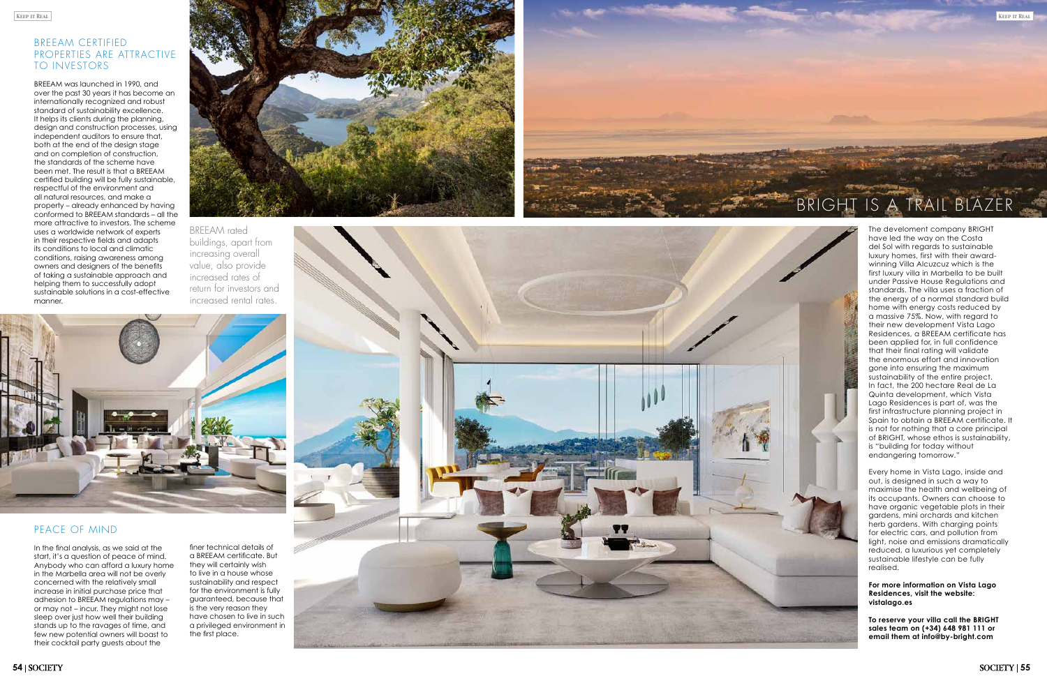## BREEAM CERTIFIED PROPERTIES ARE ATTRACTIVE TO INVESTORS

BREEAM was launched in 1990, and over the past 30 years it has become an internationally recognized and robust standard of sustainability excellence. It helps its clients during the planning, design and construction processes, using independent auditors to ensure that, both at the end of the design stage and on completion of construction, the standards of the scheme have been met. The result is that a BREEAM certified building will be fully sustainable, respectful of the environment and all natural resources, and make a property – already enhanced by having conformed to BREEAM standards – all the more attractive to investors. The scheme uses a worldwide network of experts in their respective fields and adapts its conditions to local and climatic conditions, raising awareness among owners and designers of the benefits of taking a sustainable approach and helping them to successfully adopt sustainable solutions in a cost-effective manner.

BREEAM rated buildings, apart from increasing overall value, also provide increased rates of return for investors and increased rental rates.

## PEACE OF MIND

In the final analysis, as we said at the start, it's a question of peace of mind. Anybody who can afford a luxury home in the Marbella area will not be overly concerned with the relatively small increase in initial purchase price that adhesion to BREEAM regulations may – or may not – incur. They might not lose sleep over just how well their building stands up to the ravages of time, and few new potential owners will boast to their cocktail party guests about the finer technical details of a BREEAM certificate. But they will certainly wish to live in a house whose sustainability and respect for the environment is fully guaranteed, because that is the very reason they have chosen to live in such a privileged environment in the first place.

## BRIGHT IS A TRAIL BLAZER

The develoment company BRIGHT have led the way on the Costa del Sol with regards to sustainable luxury homes, first with their award-winning Villa Alcuzcuz which is the first luxury villa in Marbella to be built under Passive House Regulations and standards. The villa uses a fraction of the energy of a normal standard build home with energy costs reduced by a massive 75%. Now, with regard to their new development Vista Lago Residences, a BREEAM certificate has been applied for, in full confidence that their final rating will validate the enormous effort and innovation gone into ensuring the maximum sustainability of the entire project. In fact, the 200 hectare Real de La Quinta development, which Vista Lago Residences is part of, was the first infrastructure planning project in Spain to obtain a BREEAM certificate. It is not for nothing that a core principal of BRIGHT, whose ethos is sustainability, is "building for today without endangering tomorrow."

Every home in Vista Lago, inside and out, is designed in such a way to maximise the health and wellbeing of its occupants. Owners can choose to have organic vegetable plots in their gardens, mini orchards and kitchen herb gardens. With charging points for electric cars, and pollution from light, noise and emissions dramatically reduced, a luxurious yet completely sustainable lifestyle can be fully realised.

**For more information on Vista Lago Residences, visit the website: vistalago.es**

**To reserve your villa call the BRIGHT sales team on (+34) 648 981 111 or email them at info@by-bright.com**